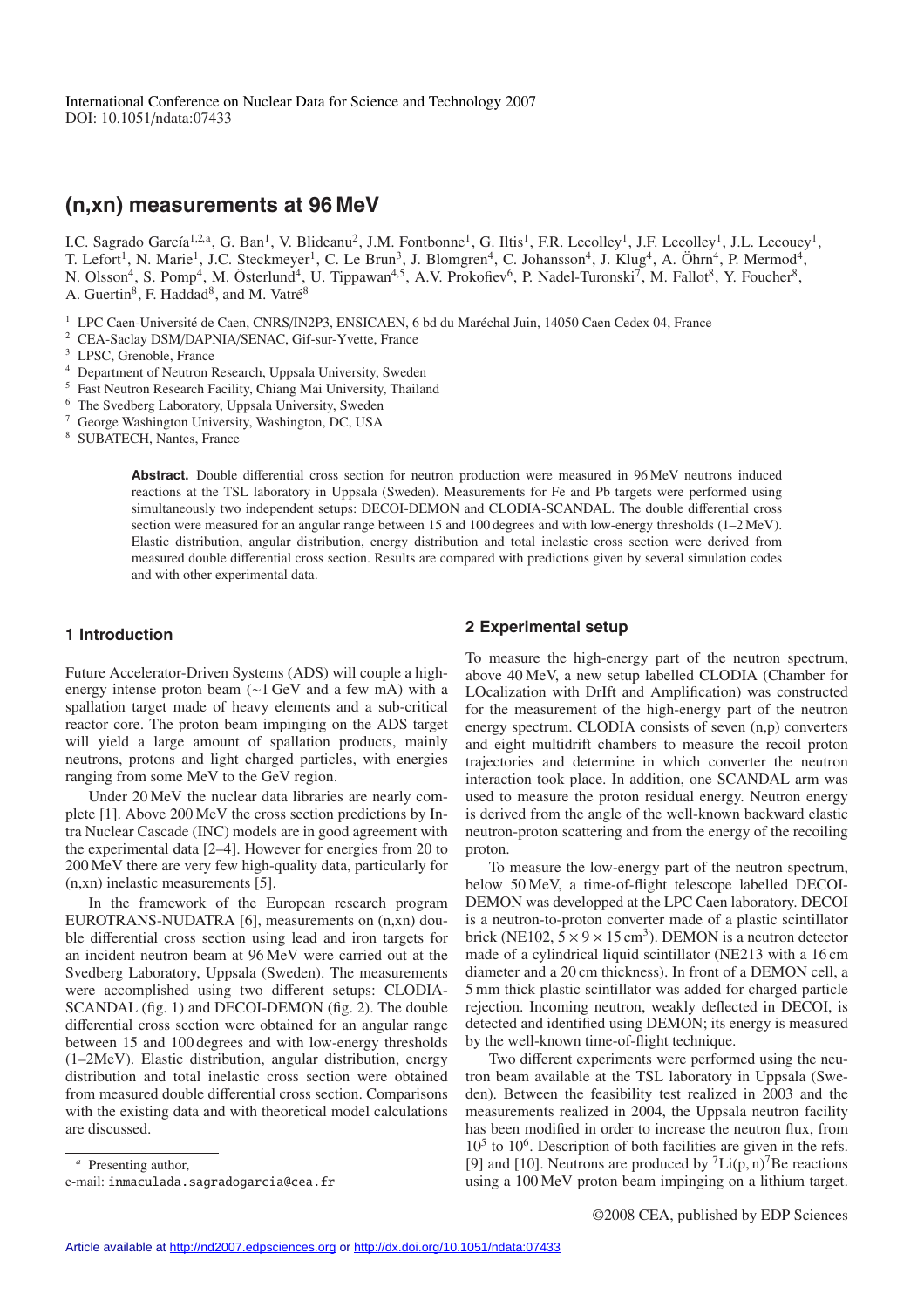International Conference on Nuclear Data for Science and Technology 2007
DOI: 10.1051/ndata:07433

# (n,xn) measurements at 96 MeV

I.C. Sagrado García[1,2,a], G. Ban[1], V. Blideanu[2], J.M. Fontbonne[1], G. Iltis[1], F.R. Lecolley[1], J.F. Lecolley[1], J.L. Lecouey[1], T. Lefort[1], N. Marie[1], J.C. Steckmeyer[1], C. Le Brun[3], J. Blomgren[4], C. Johansson[4], J. Klug[4], A. Öhrn[4], P. Mermod[4], N. Olsson[4], S. Pomp[4], M. Österlund[4], U. Tippawan[4,5], A.V. Prokofiev[6], P. Nadel-Turonski[7], M. Fallot[8], Y. Foucher[8], A. Guertin[8], F. Haddad[8], and M. Vatré[8]

[1] LPC Caen-Université de Caen, CNRS/IN2P3, ENSICAEN, 6 bd du Maréchal Juin, 14050 Caen Cedex 04, France
[2] CEA-Saclay DSM/DAPNIA/SENAC, Gif-sur-Yvette, France
[3] LPSC, Grenoble, France
[4] Department of Neutron Research, Uppsala University, Sweden
[5] Fast Neutron Research Facility, Chiang Mai University, Thailand
[6] The Svedberg Laboratory, Uppsala University, Sweden
[7] George Washington University, Washington, DC, USA
[8] SUBATECH, Nantes, France

**Abstract.** Double differential cross section for neutron production were measured in 96 MeV neutrons induced reactions at the TSL laboratory in Uppsala (Sweden). Measurements for Fe and Pb targets were performed using simultaneously two independent setups: DECOI-DEMON and CLODIA-SCANDAL. The double differential cross section were measured for an angular range between 15 and 100 degrees and with low-energy thresholds (1–2 MeV). Elastic distribution, angular distribution, energy distribution and total inelastic cross section were derived from measured double differential cross section. Results are compared with predictions given by several simulation codes and with other experimental data.

## 1 Introduction

Future Accelerator-Driven Systems (ADS) will couple a high-energy intense proton beam (~1 GeV and a few mA) with a spallation target made of heavy elements and a sub-critical reactor core. The proton beam impinging on the ADS target will yield a large amount of spallation products, mainly neutrons, protons and light charged particles, with energies ranging from some MeV to the GeV region.

Under 20 MeV the nuclear data libraries are nearly complete [1]. Above 200 MeV the cross section predictions by Intra Nuclear Cascade (INC) models are in good agreement with the experimental data [2–4]. However for energies from 20 to 200 MeV there are very few high-quality data, particularly for (n,xn) inelastic measurements [5].

In the framework of the European research program EUROTRANS-NUDATRA [6], measurements on (n,xn) double differential cross section using lead and iron targets for an incident neutron beam at 96 MeV were carried out at the Svedberg Laboratory, Uppsala (Sweden). The measurements were accomplished using two different setups: CLODIA-SCANDAL (fig. 1) and DECOI-DEMON (fig. 2). The double differential cross section were obtained for an angular range between 15 and 100 degrees and with low-energy thresholds (1–2MeV). Elastic distribution, angular distribution, energy distribution and total inelastic cross section were obtained from measured double differential cross section. Comparisons with the existing data and with theoretical model calculations are discussed.

## 2 Experimental setup

To measure the high-energy part of the neutron spectrum, above 40 MeV, a new setup labelled CLODIA (Chamber for LOcalization with DrIft and Amplification) was constructed for the measurement of the high-energy part of the neutron energy spectrum. CLODIA consists of seven (n,p) converters and eight multidrift chambers to measure the recoil proton trajectories and determine in which converter the neutron interaction took place. In addition, one SCANDAL arm was used to measure the proton residual energy. Neutron energy is derived from the angle of the well-known backward elastic neutron-proton scattering and from the energy of the recoiling proton.

To measure the low-energy part of the neutron spectrum, below 50 MeV, a time-of-flight telescope labelled DECOI-DEMON was developped at the LPC Caen laboratory. DECOI is a neutron-to-proton converter made of a plastic scintillator brick (NE102, $5 \times 9 \times 15\,\text{cm}^3$). DEMON is a neutron detector made of a cylindrical liquid scintillator (NE213 with a 16 cm diameter and a 20 cm thickness). In front of a DEMON cell, a 5 mm thick plastic scintillator was added for charged particle rejection. Incoming neutron, weakly deflected in DECOI, is detected and identified using DEMON; its energy is measured by the well-known time-of-flight technique.

Two different experiments were performed using the neutron beam available at the TSL laboratory in Uppsala (Sweden). Between the feasibility test realized in 2003 and the measurements realized in 2004, the Uppsala neutron facility has been modified in order to increase the neutron flux, from $10^5$ to $10^6$. Description of both facilities are given in the refs. [9] and [10]. Neutrons are produced by $^7$Li(p, n)$^7$Be reactions using a 100 MeV proton beam impinging on a lithium target.

[a] Presenting author,
e-mail: inmaculada.sagradogarcia@cea.fr

©2008 CEA, published by EDP Sciences

Article available at http://nd2007.edpsciences.org or http://dx.doi.org/10.1051/ndata:07433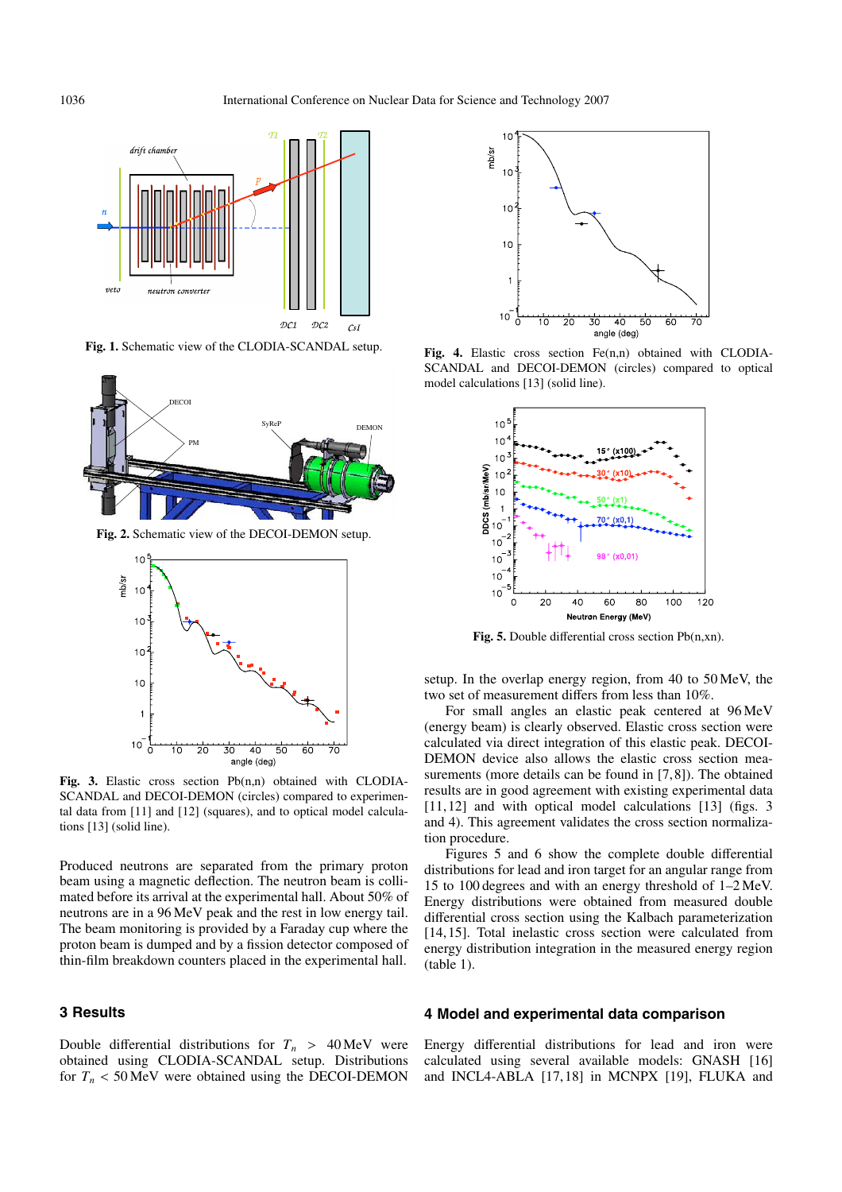Fig. 1. Schematic view of the CLODIA-SCANDAL setup.

Fig. 2. Schematic view of the DECOI-DEMON setup.

Fig. 3. Elastic cross section Pb(n,n) obtained with CLODIA-SCANDAL and DECOI-DEMON (circles) compared to experimental data from [11] and [12] (squares), and to optical model calculations [13] (solid line).

Produced neutrons are separated from the primary proton beam using a magnetic deflection. The neutron beam is collimated before its arrival at the experimental hall. About 50% of neutrons are in a 96 MeV peak and the rest in low energy tail. The beam monitoring is provided by a Faraday cup where the proton beam is dumped and by a fission detector composed of thin-film breakdown counters placed in the experimental hall.

## 3 Results

Double differential distributions for $T_n > 40$ MeV were obtained using CLODIA-SCANDAL setup. Distributions for $T_n < 50$ MeV were obtained using the DECOI-DEMON setup. In the overlap energy region, from 40 to 50 MeV, the two set of measurement differs from less than 10%.

For small angles an elastic peak centered at 96 MeV (energy beam) is clearly observed. Elastic cross section were calculated via direct integration of this elastic peak. DECOI-DEMON device also allows the elastic cross section measurements (more details can be found in [7,8]). The obtained results are in good agreement with existing experimental data [11,12] and with optical model calculations [13] (figs. 3 and 4). This agreement validates the cross section normalization procedure.

Fig. 4. Elastic cross section Fe(n,n) obtained with CLODIA-SCANDAL and DECOI-DEMON (circles) compared to optical model calculations [13] (solid line).

Fig. 5. Double differential cross section Pb(n,xn).

Figures 5 and 6 show the complete double differential distributions for lead and iron target for an angular range from 15 to 100 degrees and with an energy threshold of 1–2 MeV. Energy distributions were obtained from measured double differential cross section using the Kalbach parameterization [14,15]. Total inelastic cross section were calculated from energy distribution integration in the measured energy region (table 1).

## 4 Model and experimental data comparison

Energy differential distributions for lead and iron were calculated using several available models: GNASH [16] and INCL4-ABLA [17,18] in MCNPX [19], FLUKA and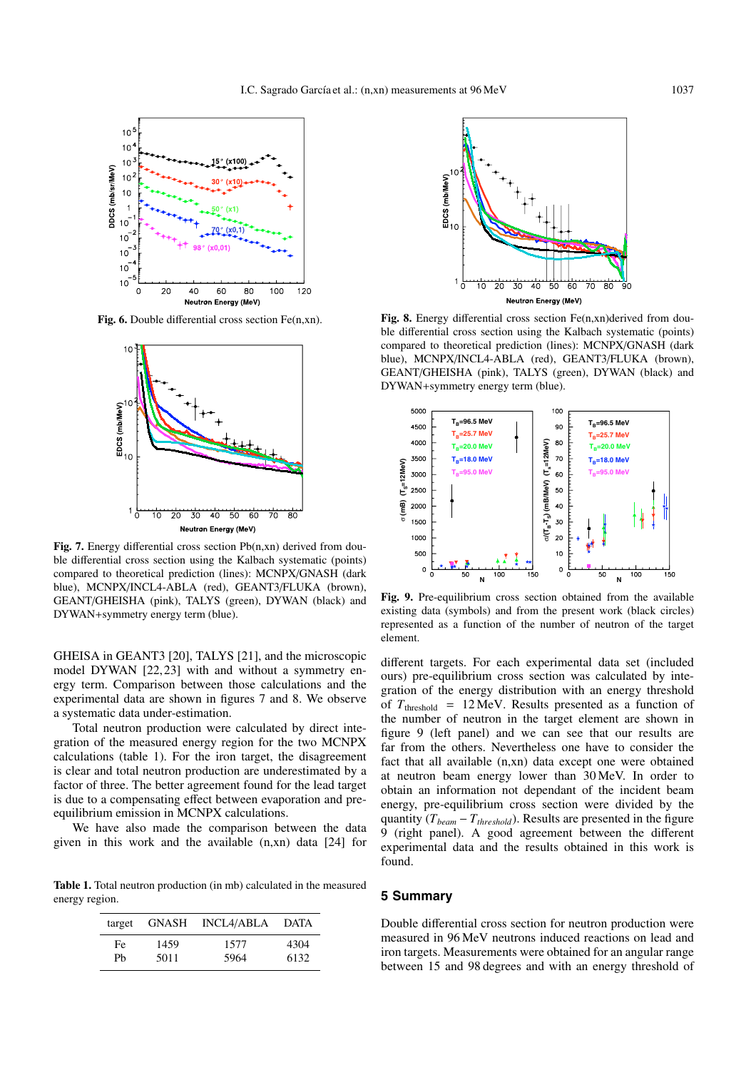Fig. 6. Double differential cross section Fe(n,xn).

Fig. 7. Energy differential cross section Pb(n,xn) derived from double differential cross section using the Kalbach systematic (points) compared to theoretical prediction (lines): MCNPX/GNASH (dark blue), MCNPX/INCL4-ABLA (red), GEANT3/FLUKA (brown), GEANT/GHEISHA (pink), TALYS (green), DYWAN (black) and DYWAN+symmetry energy term (blue).

Fig. 8. Energy differential cross section Fe(n,xn)derived from double differential cross section using the Kalbach systematic (points) compared to theoretical prediction (lines): MCNPX/GNASH (dark blue), MCNPX/INCL4-ABLA (red), GEANT3/FLUKA (brown), GEANT/GHEISHA (pink), TALYS (green), DYWAN (black) and DYWAN+symmetry energy term (blue).

Fig. 9. Pre-equilibrium cross section obtained from the available existing data (symbols) and from the present work (black circles) represented as a function of the number of neutron of the target element.

GHEISA in GEANT3 [20], TALYS [21], and the microscopic model DYWAN [22,23] with and without a symmetry energy term. Comparison between those calculations and the experimental data are shown in figures 7 and 8. We observe a systematic data under-estimation.

Total neutron production were calculated by direct integration of the measured energy region for the two MCNPX calculations (table 1). For the iron target, the disagreement is clear and total neutron production are underestimated by a factor of three. The better agreement found for the lead target is due to a compensating effect between evaporation and pre-equilibrium emission in MCNPX calculations.

We have also made the comparison between the data given in this work and the available (n,xn) data [24] for different targets. For each experimental data set (included ours) pre-equilibrium cross section was calculated by integration of the energy distribution with an energy threshold of $T_{\text{threshold}} = 12\,\text{MeV}$. Results presented as a function of the number of neutron in the target element are shown in figure 9 (left panel) and we can see that our results are far from the others. Nevertheless one have to consider the fact that all available (n,xn) data except one were obtained at neutron beam energy lower than 30 MeV. In order to obtain an information not dependant of the incident beam energy, pre-equilibrium cross section were divided by the quantity $(T_{beam} - T_{threshold})$. Results are presented in the figure 9 (right panel). A good agreement between the different experimental data and the results obtained in this work is found.

Table 1. Total neutron production (in mb) calculated in the measured energy region.

| target | GNASH | INCL4/ABLA | DATA |
|---|---|---|---|
| Fe | 1459 | 1577 | 4304 |
| Pb | 5011 | 5964 | 6132 |

## 5 Summary

Double differential cross section for neutron production were measured in 96 MeV neutrons induced reactions on lead and iron targets. Measurements were obtained for an angular range between 15 and 98 degrees and with an energy threshold of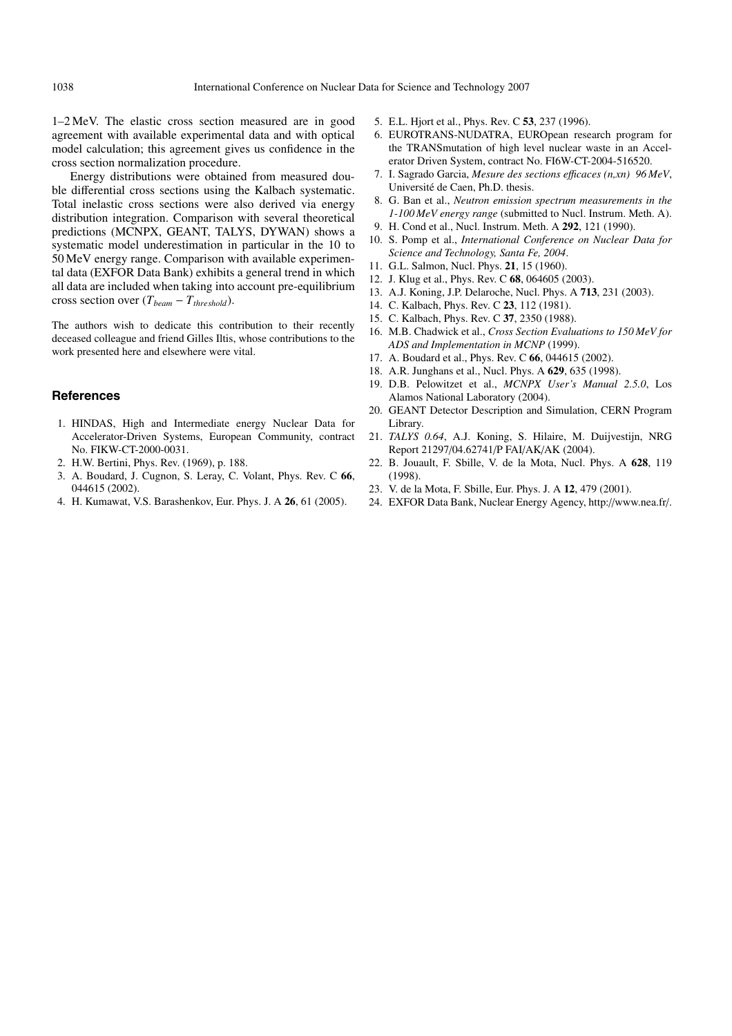1–2 MeV. The elastic cross section measured are in good agreement with available experimental data and with optical model calculation; this agreement gives us confidence in the cross section normalization procedure.

Energy distributions were obtained from measured double differential cross sections using the Kalbach systematic. Total inelastic cross sections were also derived via energy distribution integration. Comparison with several theoretical predictions (MCNPX, GEANT, TALYS, DYWAN) shows a systematic model underestimation in particular in the 10 to 50 MeV energy range. Comparison with available experimental data (EXFOR Data Bank) exhibits a general trend in which all data are included when taking into account pre-equilibrium cross section over $(T_{beam} - T_{threshold})$.

The authors wish to dedicate this contribution to their recently deceased colleague and friend Gilles Iltis, whose contributions to the work presented here and elsewhere were vital.

## References

1. HINDAS, High and Intermediate energy Nuclear Data for Accelerator-Driven Systems, European Community, contract No. FIKW-CT-2000-0031.
2. H.W. Bertini, Phys. Rev. (1969), p. 188.
3. A. Boudard, J. Cugnon, S. Leray, C. Volant, Phys. Rev. C **66**, 044615 (2002).
4. H. Kumawat, V.S. Barashenkov, Eur. Phys. J. A **26**, 61 (2005).
5. E.L. Hjort et al., Phys. Rev. C **53**, 237 (1996).
6. EUROTRANS-NUDATRA, EUROpean research program for the TRANSmutation of high level nuclear waste in an Accelerator Driven System, contract No. FI6W-CT-2004-516520.
7. I. Sagrado Garcia, *Mesure des sections efficaces (n,xn) 96 MeV*, Université de Caen, Ph.D. thesis.
8. G. Ban et al., *Neutron emission spectrum measurements in the 1-100 MeV energy range* (submitted to Nucl. Instrum. Meth. A).
9. H. Cond et al., Nucl. Instrum. Meth. A **292**, 121 (1990).
10. S. Pomp et al., *International Conference on Nuclear Data for Science and Technology, Santa Fe, 2004*.
11. G.L. Salmon, Nucl. Phys. **21**, 15 (1960).
12. J. Klug et al., Phys. Rev. C **68**, 064605 (2003).
13. A.J. Koning, J.P. Delaroche, Nucl. Phys. A **713**, 231 (2003).
14. C. Kalbach, Phys. Rev. C **23**, 112 (1981).
15. C. Kalbach, Phys. Rev. C **37**, 2350 (1988).
16. M.B. Chadwick et al., *Cross Section Evaluations to 150 MeV for ADS and Implementation in MCNP* (1999).
17. A. Boudard et al., Phys. Rev. C **66**, 044615 (2002).
18. A.R. Junghans et al., Nucl. Phys. A **629**, 635 (1998).
19. D.B. Pelowitzet et al., *MCNPX User's Manual 2.5.0*, Los Alamos National Laboratory (2004).
20. GEANT Detector Description and Simulation, CERN Program Library.
21. *TALYS 0.64*, A.J. Koning, S. Hilaire, M. Duijvestijn, NRG Report 21297/04.62741/P FAI/AK/AK (2004).
22. B. Jouault, F. Sbille, V. de la Mota, Nucl. Phys. A **628**, 119 (1998).
23. V. de la Mota, F. Sbille, Eur. Phys. J. A **12**, 479 (2001).
24. EXFOR Data Bank, Nuclear Energy Agency, http://www.nea.fr/.